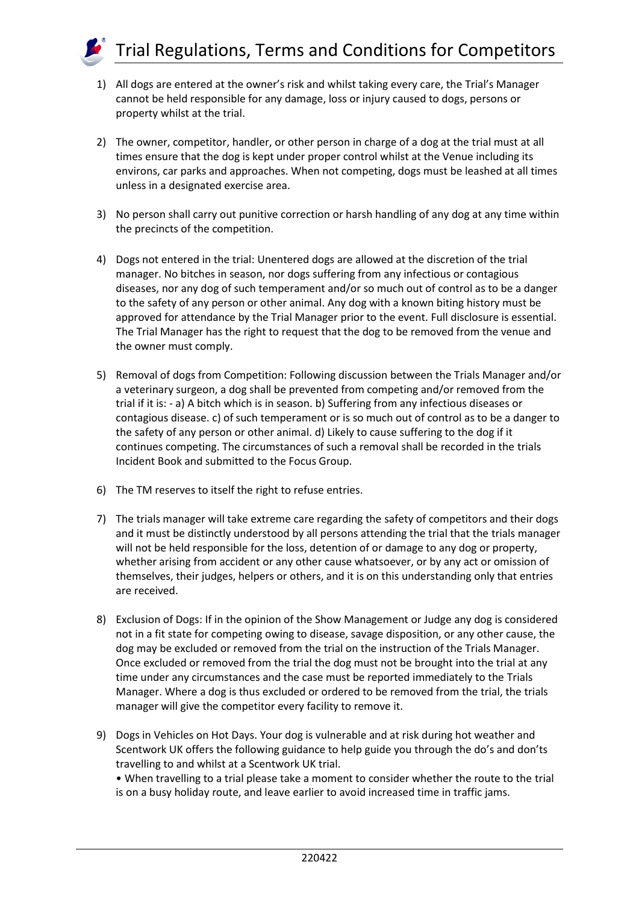# Trial Regulations, Terms and Conditions for Competitors

1) All dogs are entered at the owner's risk and whilst taking every care, the Trial's Manager cannot be held responsible for any damage, loss or injury caused to dogs, persons or property whilst at the trial.

2) The owner, competitor, handler, or other person in charge of a dog at the trial must at all times ensure that the dog is kept under proper control whilst at the Venue including its environs, car parks and approaches. When not competing, dogs must be leashed at all times unless in a designated exercise area.

3) No person shall carry out punitive correction or harsh handling of any dog at any time within the precincts of the competition.

4) Dogs not entered in the trial: Unentered dogs are allowed at the discretion of the trial manager. No bitches in season, nor dogs suffering from any infectious or contagious diseases, nor any dog of such temperament and/or so much out of control as to be a danger to the safety of any person or other animal. Any dog with a known biting history must be approved for attendance by the Trial Manager prior to the event. Full disclosure is essential. The Trial Manager has the right to request that the dog to be removed from the venue and the owner must comply.

5) Removal of dogs from Competition: Following discussion between the Trials Manager and/or a veterinary surgeon, a dog shall be prevented from competing and/or removed from the trial if it is: - a) A bitch which is in season. b) Suffering from any infectious diseases or contagious disease. c) of such temperament or is so much out of control as to be a danger to the safety of any person or other animal. d) Likely to cause suffering to the dog if it continues competing. The circumstances of such a removal shall be recorded in the trials Incident Book and submitted to the Focus Group.

6) The TM reserves to itself the right to refuse entries.

7) The trials manager will take extreme care regarding the safety of competitors and their dogs and it must be distinctly understood by all persons attending the trial that the trials manager will not be held responsible for the loss, detention of or damage to any dog or property, whether arising from accident or any other cause whatsoever, or by any act or omission of themselves, their judges, helpers or others, and it is on this understanding only that entries are received.

8) Exclusion of Dogs: If in the opinion of the Show Management or Judge any dog is considered not in a fit state for competing owing to disease, savage disposition, or any other cause, the dog may be excluded or removed from the trial on the instruction of the Trials Manager. Once excluded or removed from the trial the dog must not be brought into the trial at any time under any circumstances and the case must be reported immediately to the Trials Manager. Where a dog is thus excluded or ordered to be removed from the trial, the trials manager will give the competitor every facility to remove it.

9) Dogs in Vehicles on Hot Days. Your dog is vulnerable and at risk during hot weather and Scentwork UK offers the following guidance to help guide you through the do's and don'ts travelling to and whilst at a Scentwork UK trial.
   - When travelling to a trial please take a moment to consider whether the route to the trial is on a busy holiday route, and leave earlier to avoid increased time in traffic jams.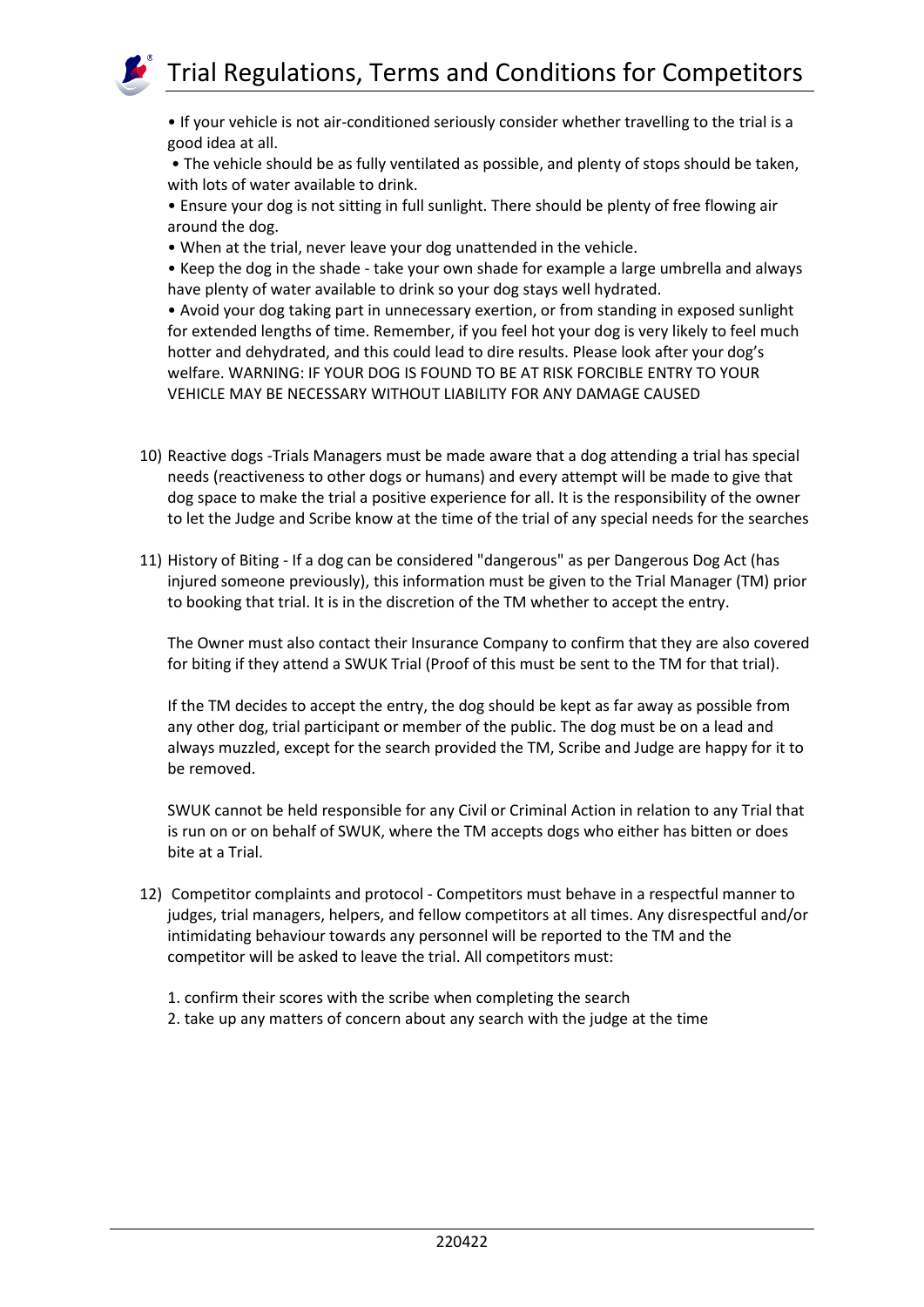- If your vehicle is not air-conditioned seriously consider whether travelling to the trial is a good idea at all.
- The vehicle should be as fully ventilated as possible, and plenty of stops should be taken, with lots of water available to drink.
- Ensure your dog is not sitting in full sunlight. There should be plenty of free flowing air around the dog.
- When at the trial, never leave your dog unattended in the vehicle.
- Keep the dog in the shade - take your own shade for example a large umbrella and always have plenty of water available to drink so your dog stays well hydrated.
- Avoid your dog taking part in unnecessary exertion, or from standing in exposed sunlight for extended lengths of time. Remember, if you feel hot your dog is very likely to feel much hotter and dehydrated, and this could lead to dire results. Please look after your dog's welfare. WARNING: IF YOUR DOG IS FOUND TO BE AT RISK FORCIBLE ENTRY TO YOUR VEHICLE MAY BE NECESSARY WITHOUT LIABILITY FOR ANY DAMAGE CAUSED

10) Reactive dogs -Trials Managers must be made aware that a dog attending a trial has special needs (reactiveness to other dogs or humans) and every attempt will be made to give that dog space to make the trial a positive experience for all. It is the responsibility of the owner to let the Judge and Scribe know at the time of the trial of any special needs for the searches

11) History of Biting - If a dog can be considered "dangerous" as per Dangerous Dog Act (has injured someone previously), this information must be given to the Trial Manager (TM) prior to booking that trial. It is in the discretion of the TM whether to accept the entry.

    The Owner must also contact their Insurance Company to confirm that they are also covered for biting if they attend a SWUK Trial (Proof of this must be sent to the TM for that trial).

    If the TM decides to accept the entry, the dog should be kept as far away as possible from any other dog, trial participant or member of the public. The dog must be on a lead and always muzzled, except for the search provided the TM, Scribe and Judge are happy for it to be removed.

    SWUK cannot be held responsible for any Civil or Criminal Action in relation to any Trial that is run on or on behalf of SWUK, where the TM accepts dogs who either has bitten or does bite at a Trial.

12) Competitor complaints and protocol - Competitors must behave in a respectful manner to judges, trial managers, helpers, and fellow competitors at all times. Any disrespectful and/or intimidating behaviour towards any personnel will be reported to the TM and the competitor will be asked to leave the trial. All competitors must:

    1. confirm their scores with the scribe when completing the search
    2. take up any matters of concern about any search with the judge at the time